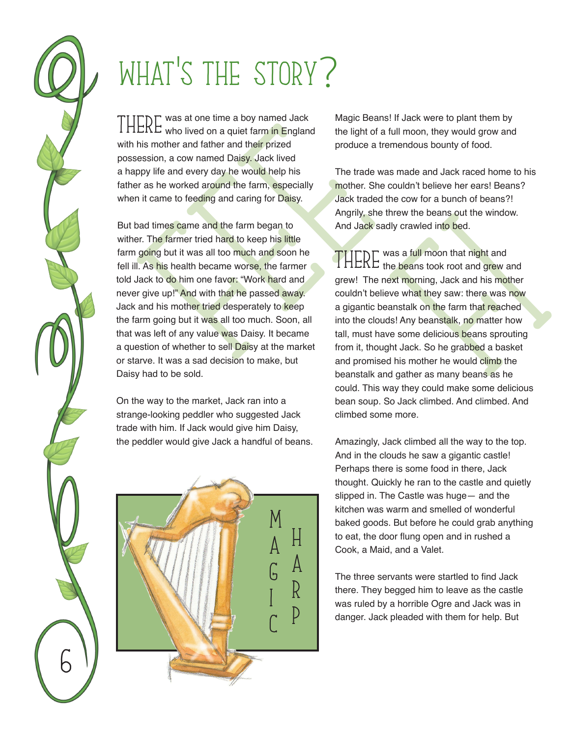# WHAT'S THE STORY?

THERE was at one time a boy named Jack who lived on a quiet farm in England with his mother and father and their prized possession, a cow named Daisy. Jack lived a happy life and every day he would help his father as he worked around the farm, especially when it came to feeding and caring for Daisy.

But bad times came and the farm began to wither. The farmer tried hard to keep his little farm going but it was all too much and soon he fell ill. As his health became worse, the farmer told Jack to do him one favor: "Work hard and never give up!" And with that he passed away. Jack and his mother tried desperately to keep the farm going but it was all too much. Soon, all that was left of any value was Daisy. It became a question of whether to sell Daisy at the market or starve. It was a sad decision to make, but Daisy had to be sold.

On the way to the market, Jack ran into a strange-looking peddler who suggested Jack trade with him. If Jack would give him Daisy, the peddler would give Jack a handful of beans.

MAGIC HARP

Magic Beans! If Jack were to plant them by the light of a full moon, they would grow and produce a tremendous bounty of food.

The trade was made and Jack raced home to his mother. She couldn't believe her ears! Beans? Jack traded the cow for a bunch of beans?! Angrily, she threw the beans out the window. And Jack sadly crawled into bed.

THERE was a full moon that night and the beans took root and grew and grew! The next morning, Jack and his mother couldn't believe what they saw: there was now a gigantic beanstalk on the farm that reached into the clouds! Any beanstalk, no matter how tall, must have some delicious beans sprouting from it, thought Jack. So he grabbed a basket and promised his mother he would climb the beanstalk and gather as many beans as he could. This way they could make some delicious bean soup. So Jack climbed. And climbed. And climbed some more.

Amazingly, Jack climbed all the way to the top. And in the clouds he saw a gigantic castle! Perhaps there is some food in there, Jack thought. Quickly he ran to the castle and quietly slipped in. The Castle was huge— and the kitchen was warm and smelled of wonderful baked goods. But before he could grab anything to eat, the door flung open and in rushed a Cook, a Maid, and a Valet.

The three servants were startled to find Jack there. They begged him to leave as the castle was ruled by a horrible Ogre and Jack was in danger. Jack pleaded with them for help. But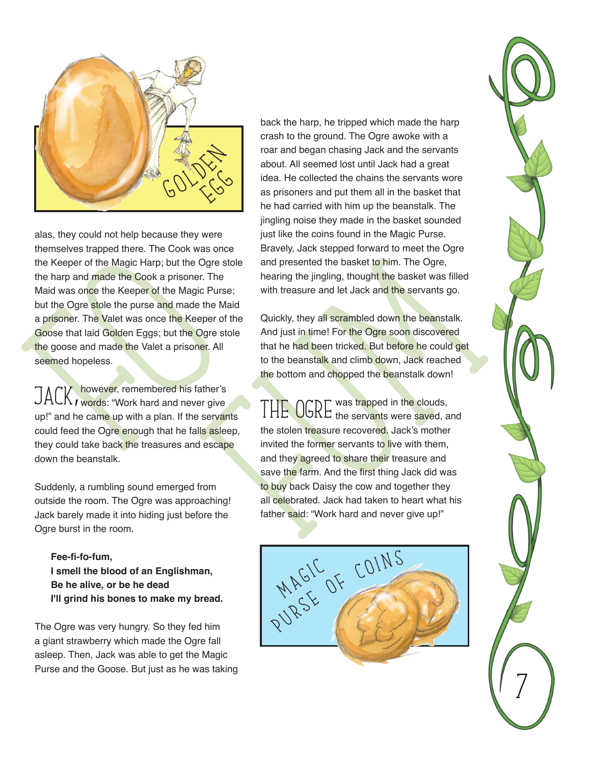GOLDEN EGG

alas, they could not help because they were themselves trapped there. The Cook was once the Keeper of the Magic Harp; but the Ogre stole the harp and made the Cook a prisoner. The Maid was once the Keeper of the Magic Purse; but the Ogre stole the purse and made the Maid a prisoner. The Valet was once the Keeper of the Goose that laid Golden Eggs; but the Ogre stole the goose and made the Valet a prisoner. All seemed hopeless.

JACK, however, remembered his father's words: "Work hard and never give up!" and he came up with a plan. If the servants could feed the Ogre enough that he falls asleep, they could take back the treasures and escape down the beanstalk.

Suddenly, a rumbling sound emerged from outside the room. The Ogre was approaching! Jack barely made it into hiding just before the Ogre burst in the room.

**Fee-fi-fo-fum,**
**I smell the blood of an Englishman,**
**Be he alive, or be he dead**
**I'll grind his bones to make my bread.**

The Ogre was very hungry. So they fed him a giant strawberry which made the Ogre fall asleep. Then, Jack was able to get the Magic Purse and the Goose. But just as he was taking back the harp, he tripped which made the harp crash to the ground. The Ogre awoke with a roar and began chasing Jack and the servants about. All seemed lost until Jack had a great idea. He collected the chains the servants wore as prisoners and put them all in the basket that he had carried with him up the beanstalk. The jingling noise they made in the basket sounded just like the coins found in the Magic Purse. Bravely, Jack stepped forward to meet the Ogre and presented the basket to him. The Ogre, hearing the jingling, thought the basket was filled with treasure and let Jack and the servants go.

Quickly, they all scrambled down the beanstalk. And just in time! For the Ogre soon discovered that he had been tricked. But before he could get to the beanstalk and climb down, Jack reached the bottom and chopped the beanstalk down!

THE OGRE was trapped in the clouds, the servants were saved, and the stolen treasure recovered. Jack's mother invited the former servants to live with them, and they agreed to share their treasure and save the farm. And the first thing Jack did was to buy back Daisy the cow and together they all celebrated. Jack had taken to heart what his father said: "Work hard and never give up!"

MAGIC PURSE OF COINS